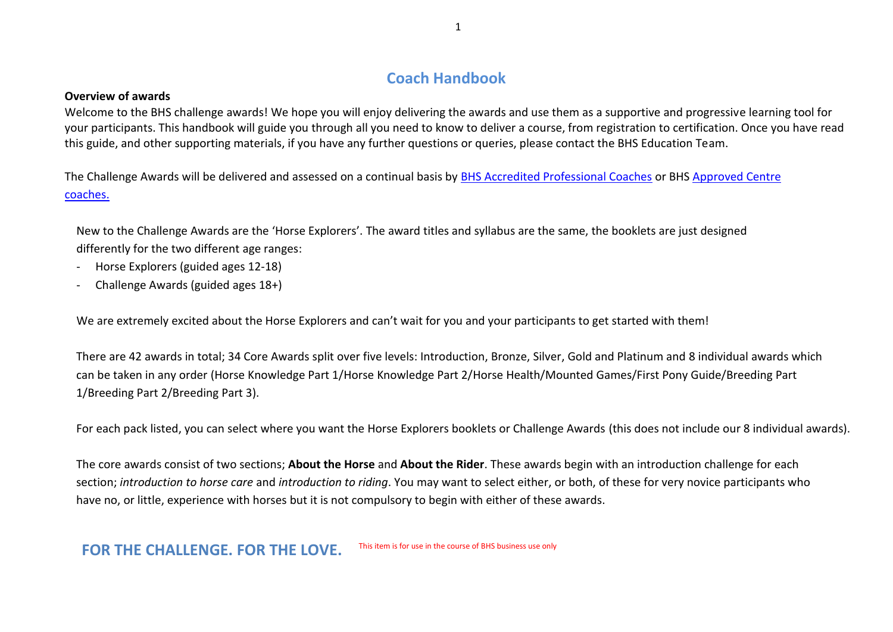# Coach Handbook

**Overview of awards**

Welcome to the BHS challenge awards! We hope you will enjoy delivering the awards and use them as a supportive and progressive learning tool for your participants. This handbook will guide you through all you need to know to deliver a course, from registration to certification. Once you have read this guide, and other supporting materials, if you have any further questions or queries, please contact the BHS Education Team.

The Challenge Awards will be delivered and assessed on a continual basis by BHS Accredited Professional Coaches or BHS Approved Centre coaches.

New to the Challenge Awards are the 'Horse Explorers'. The award titles and syllabus are the same, the booklets are just designed differently for the two different age ranges:

- Horse Explorers (guided ages 12-18)
- Challenge Awards (guided ages 18+)

We are extremely excited about the Horse Explorers and can't wait for you and your participants to get started with them!

There are 42 awards in total; 34 Core Awards split over five levels: Introduction, Bronze, Silver, Gold and Platinum and 8 individual awards which can be taken in any order (Horse Knowledge Part 1/Horse Knowledge Part 2/Horse Health/Mounted Games/First Pony Guide/Breeding Part 1/Breeding Part 2/Breeding Part 3).

For each pack listed, you can select where you want the Horse Explorers booklets or Challenge Awards (this does not include our 8 individual awards).

The core awards consist of two sections; **About the Horse** and **About the Rider**. These awards begin with an introduction challenge for each section; *introduction to horse care* and *introduction to riding*. You may want to select either, or both, of these for very novice participants who have no, or little, experience with horses but it is not compulsory to begin with either of these awards.

**FOR THE CHALLENGE. FOR THE LOVE.** This item is for use in the course of BHS business use only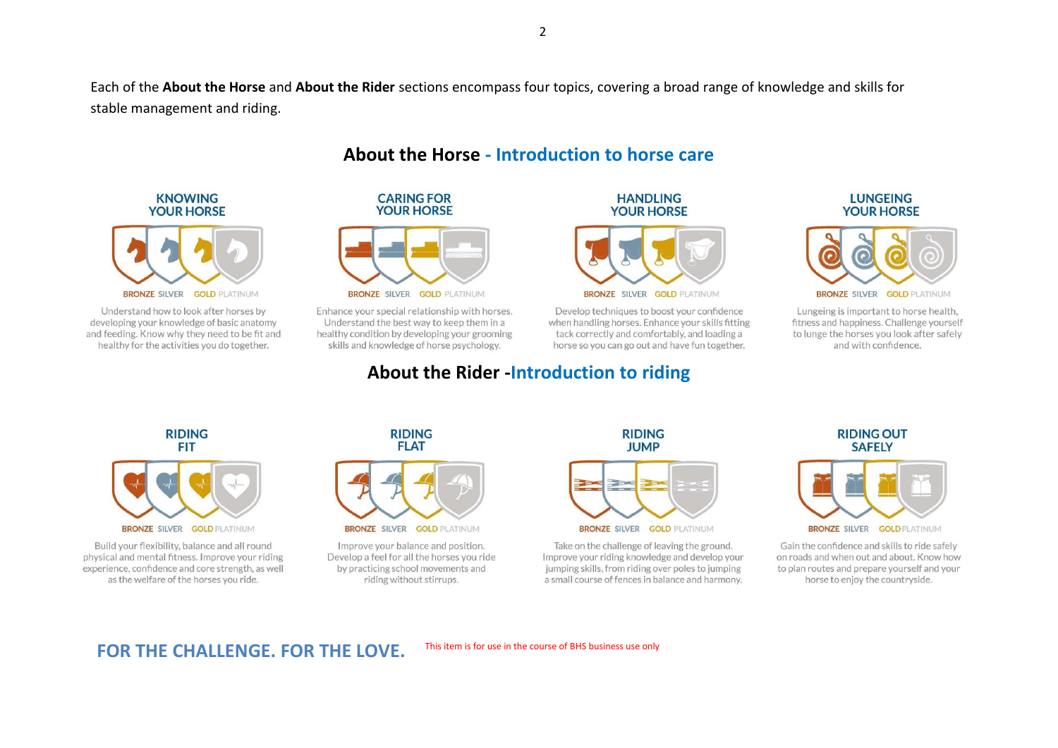Each of the **About the Horse** and **About the Rider** sections encompass four topics, covering a broad range of knowledge and skills for stable management and riding.

## About the Horse - Introduction to horse care

### KNOWING YOUR HORSE

BRONZE SILVER GOLD PLATINUM

Understand how to look after horses by developing your knowledge of basic anatomy and feeding. Know why they need to be fit and healthy for the activities you do together.

### CARING FOR YOUR HORSE

BRONZE SILVER GOLD PLATINUM

Enhance your special relationship with horses. Understand the best way to keep them in a healthy condition by developing your grooming skills and knowledge of horse psychology.

### HANDLING YOUR HORSE

BRONZE SILVER GOLD PLATINUM

Develop techniques to boost your confidence when handling horses. Enhance your skills fitting tack correctly and comfortably, and loading a horse so you can go out and have fun together.

### LUNGEING YOUR HORSE

BRONZE SILVER GOLD PLATINUM

Lungeing is important to horse health, fitness and happiness. Challenge yourself to lunge the horses you look after safely and with confidence.

## About the Rider -Introduction to riding

### RIDING FIT

BRONZE SILVER GOLD PLATINUM

Build your flexibility, balance and all round physical and mental fitness. Improve your riding experience, confidence and core strength, as well as the welfare of the horses you ride.

### RIDING FLAT

BRONZE SILVER GOLD PLATINUM

Improve your balance and position. Develop a feel for all the horses you ride by practicing school movements and riding without stirrups.

### RIDING JUMP

BRONZE SILVER GOLD PLATINUM

Take on the challenge of leaving the ground. Improve your riding knowledge and develop your jumping skills, from riding over poles to jumping a small course of fences in balance and harmony.

### RIDING OUT SAFELY

BRONZE SILVER GOLD PLATINUM

Gain the confidence and skills to ride safely on roads and when out and about. Know how to plan routes and prepare yourself and your horse to enjoy the countryside.

**FOR THE CHALLENGE. FOR THE LOVE.** This item is for use in the course of BHS business use only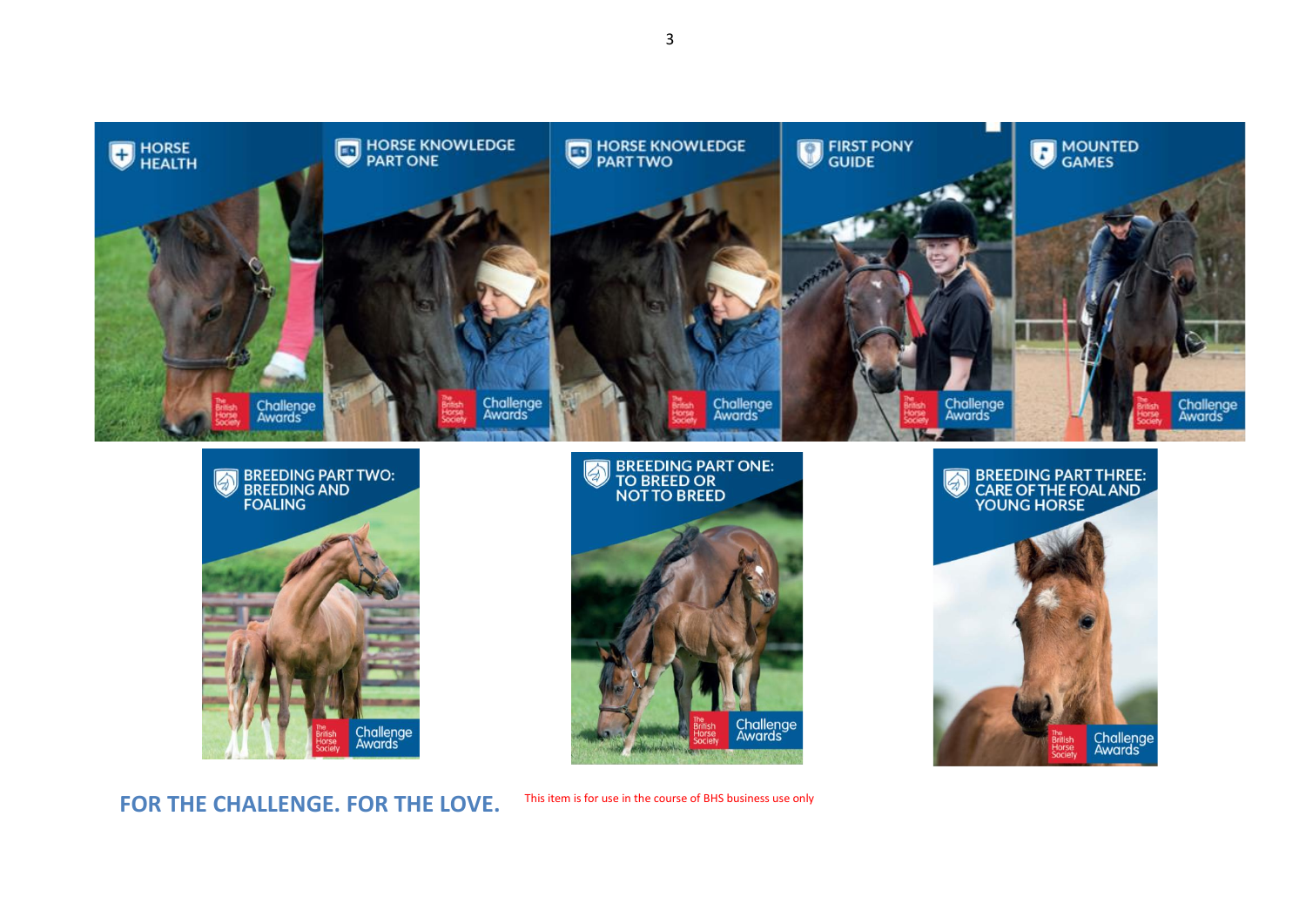HORSE HEALTH

HORSE KNOWLEDGE PART ONE

HORSE KNOWLEDGE PART TWO

FIRST PONY GUIDE

MOUNTED GAMES

BREEDING PART TWO: BREEDING AND FOALING

BREEDING PART ONE: TO BREED OR NOT TO BREED

BREEDING PART THREE: CARE OF THE FOAL AND YOUNG HORSE

**FOR THE CHALLENGE. FOR THE LOVE.** This item is for use in the course of BHS business use only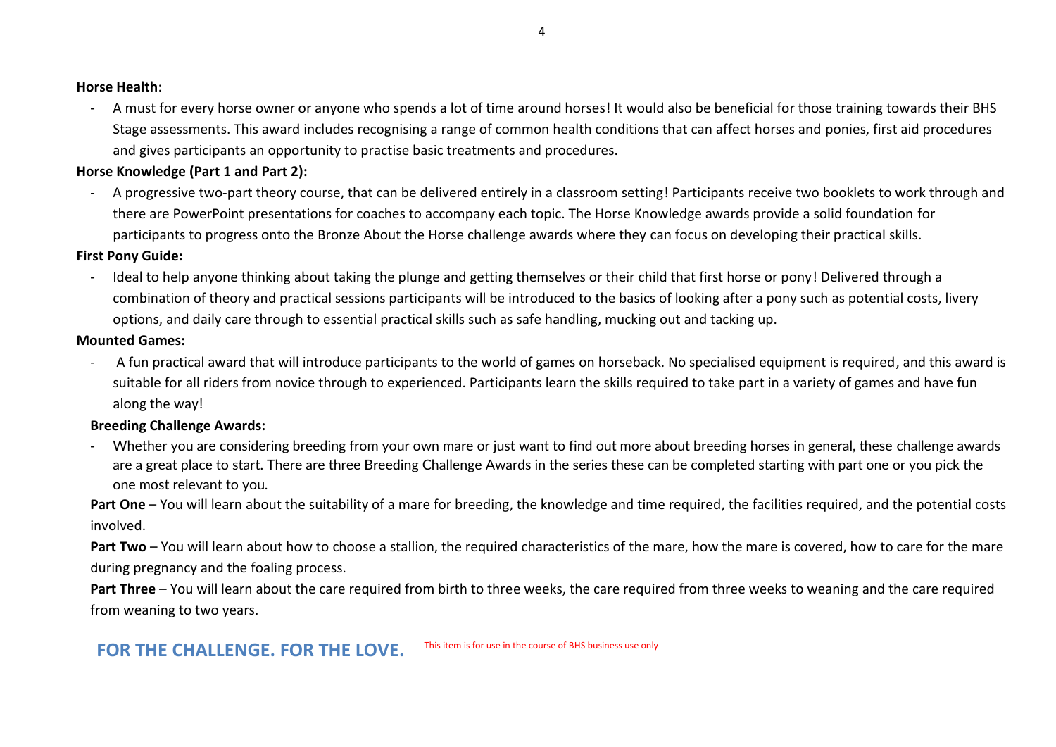**Horse Health**:

- A must for every horse owner or anyone who spends a lot of time around horses! It would also be beneficial for those training towards their BHS Stage assessments. This award includes recognising a range of common health conditions that can affect horses and ponies, first aid procedures and gives participants an opportunity to practise basic treatments and procedures.

**Horse Knowledge (Part 1 and Part 2):**

- A progressive two-part theory course, that can be delivered entirely in a classroom setting! Participants receive two booklets to work through and there are PowerPoint presentations for coaches to accompany each topic. The Horse Knowledge awards provide a solid foundation for participants to progress onto the Bronze About the Horse challenge awards where they can focus on developing their practical skills.

**First Pony Guide:**

- Ideal to help anyone thinking about taking the plunge and getting themselves or their child that first horse or pony! Delivered through a combination of theory and practical sessions participants will be introduced to the basics of looking after a pony such as potential costs, livery options, and daily care through to essential practical skills such as safe handling, mucking out and tacking up.

**Mounted Games:**

- A fun practical award that will introduce participants to the world of games on horseback. No specialised equipment is required, and this award is suitable for all riders from novice through to experienced. Participants learn the skills required to take part in a variety of games and have fun along the way!

**Breeding Challenge Awards:**

- Whether you are considering breeding from your own mare or just want to find out more about breeding horses in general, these challenge awards are a great place to start. There are three Breeding Challenge Awards in the series these can be completed starting with part one or you pick the one most relevant to you.

**Part One** – You will learn about the suitability of a mare for breeding, the knowledge and time required, the facilities required, and the potential costs involved.

**Part Two** – You will learn about how to choose a stallion, the required characteristics of the mare, how the mare is covered, how to care for the mare during pregnancy and the foaling process.

**Part Three** – You will learn about the care required from birth to three weeks, the care required from three weeks to weaning and the care required from weaning to two years.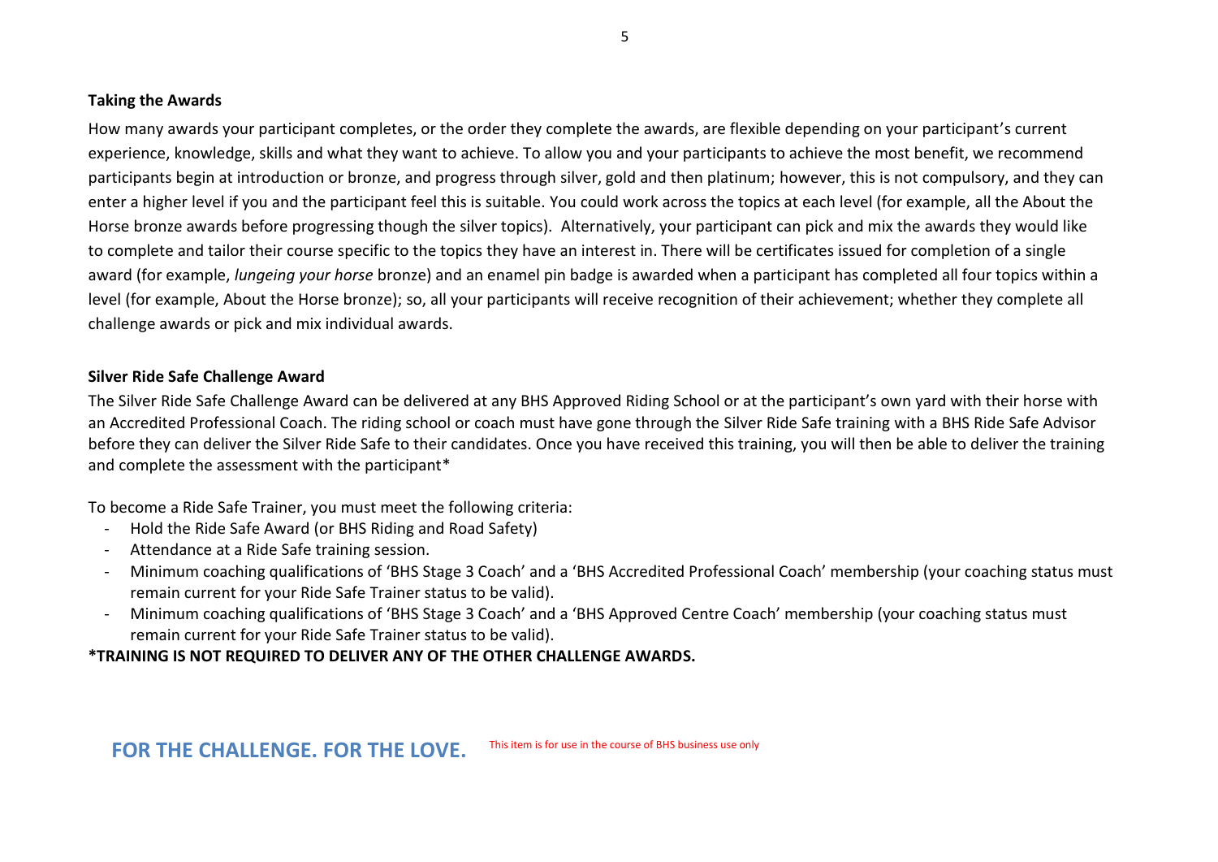**Taking the Awards**

How many awards your participant completes, or the order they complete the awards, are flexible depending on your participant's current experience, knowledge, skills and what they want to achieve. To allow you and your participants to achieve the most benefit, we recommend participants begin at introduction or bronze, and progress through silver, gold and then platinum; however, this is not compulsory, and they can enter a higher level if you and the participant feel this is suitable. You could work across the topics at each level (for example, all the About the Horse bronze awards before progressing though the silver topics). Alternatively, your participant can pick and mix the awards they would like to complete and tailor their course specific to the topics they have an interest in. There will be certificates issued for completion of a single award (for example, *lungeing your horse* bronze) and an enamel pin badge is awarded when a participant has completed all four topics within a level (for example, About the Horse bronze); so, all your participants will receive recognition of their achievement; whether they complete all challenge awards or pick and mix individual awards.

**Silver Ride Safe Challenge Award**

The Silver Ride Safe Challenge Award can be delivered at any BHS Approved Riding School or at the participant's own yard with their horse with an Accredited Professional Coach. The riding school or coach must have gone through the Silver Ride Safe training with a BHS Ride Safe Advisor before they can deliver the Silver Ride Safe to their candidates. Once you have received this training, you will then be able to deliver the training and complete the assessment with the participant*

To become a Ride Safe Trainer, you must meet the following criteria:

- Hold the Ride Safe Award (or BHS Riding and Road Safety)
- Attendance at a Ride Safe training session.
- Minimum coaching qualifications of 'BHS Stage 3 Coach' and a 'BHS Accredited Professional Coach' membership (your coaching status must remain current for your Ride Safe Trainer status to be valid).
- Minimum coaching qualifications of 'BHS Stage 3 Coach' and a 'BHS Approved Centre Coach' membership (your coaching status must remain current for your Ride Safe Trainer status to be valid).

**\*TRAINING IS NOT REQUIRED TO DELIVER ANY OF THE OTHER CHALLENGE AWARDS.**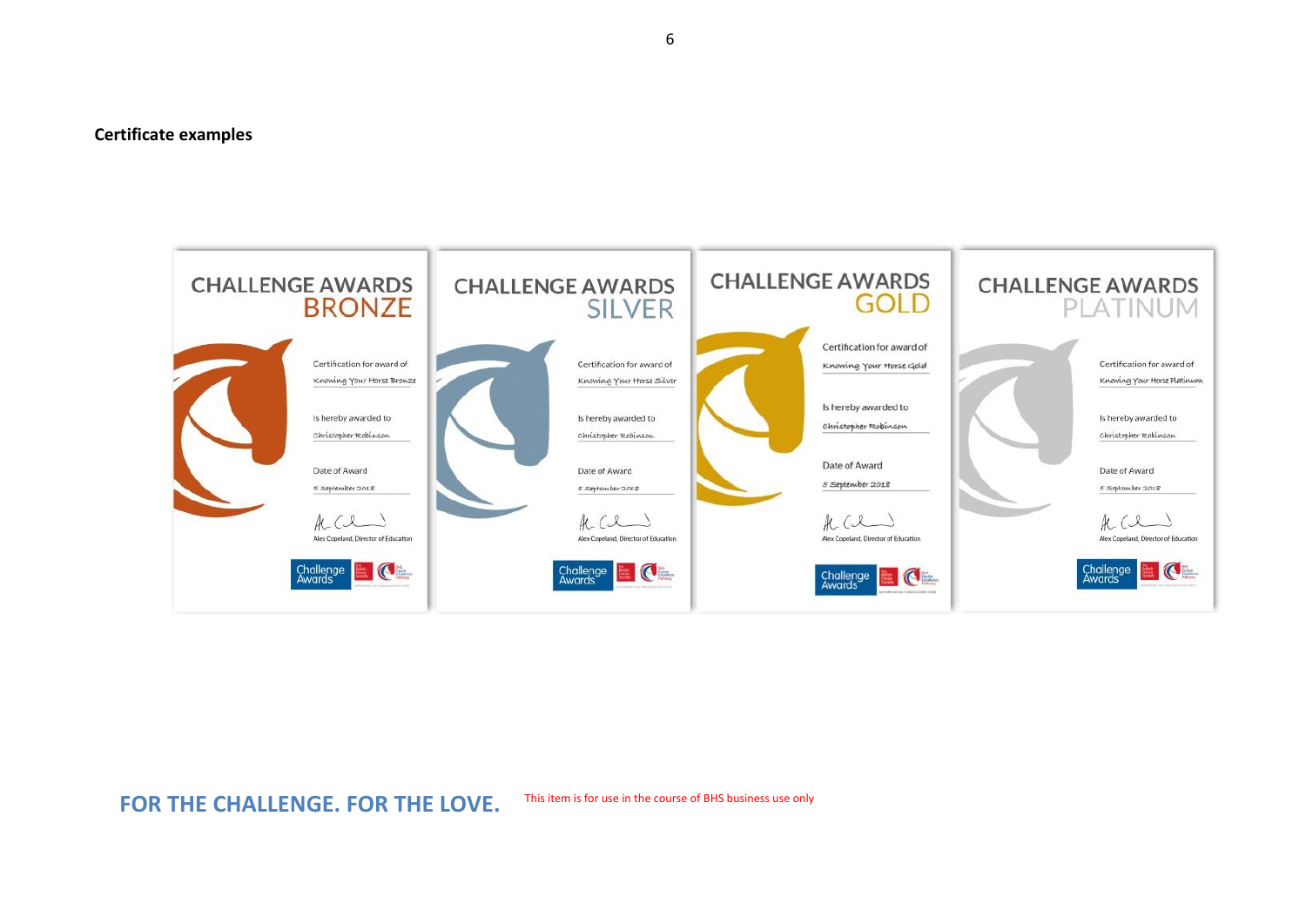**Certificate examples**

CHALLENGE AWARDS
BRONZE

Certification for award of
Knowing Your Horse Bronze

Is hereby awarded to
Christopher Robinson

Date of Award
5 September 2018

Alex Copeland, Director of Education

CHALLENGE AWARDS
SILVER

Certification for award of
Knowing Your Horse Silver

Is hereby awarded to
Christopher Robinson

Date of Award
5 September 2018

Alex Copeland, Director of Education

CHALLENGE AWARDS
GOLD

Certification for award of
Knowing Your Horse Gold

Is hereby awarded to
Christopher Robinson

Date of Award
5 September 2018

Alex Copeland, Director of Education

CHALLENGE AWARDS
PLATINUM

Certification for award of
Knowing Your Horse Platinum

Is hereby awarded to
Christopher Robinson

Date of Award
5 September 2018

Alex Copeland, Director of Education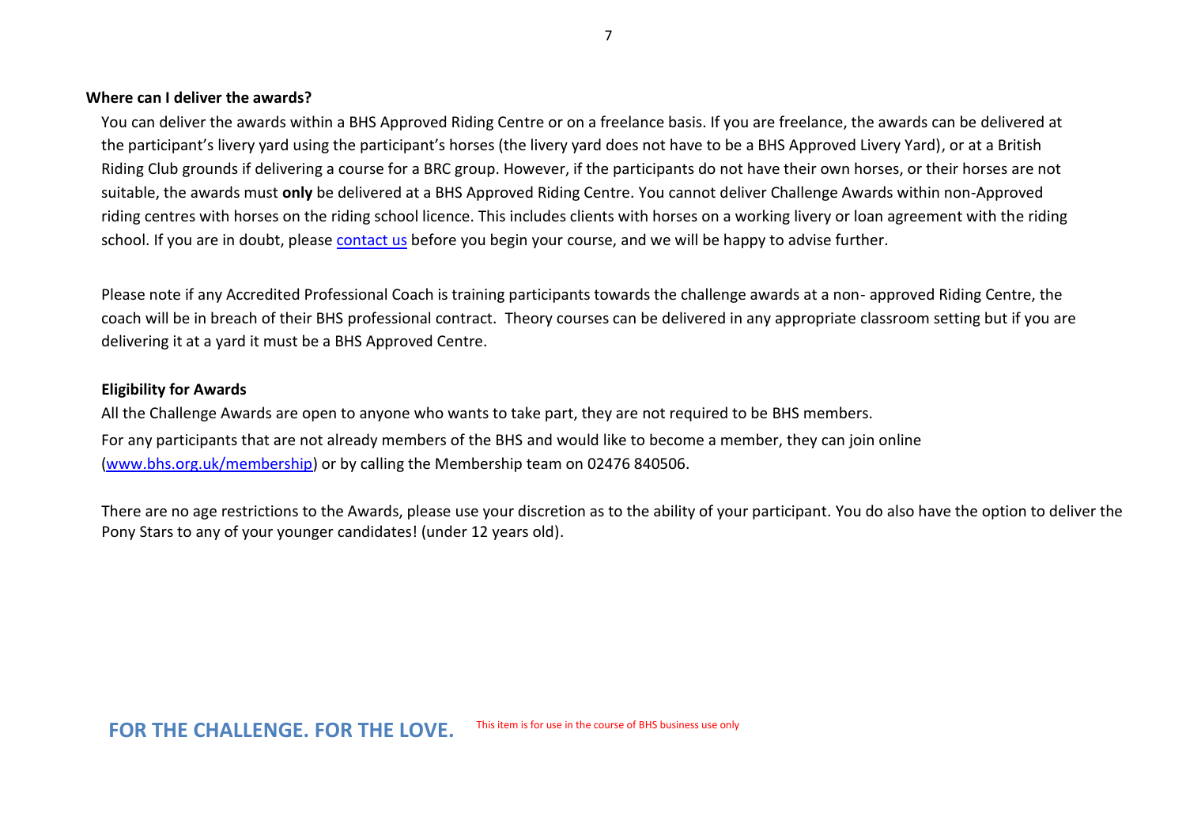### Where can I deliver the awards?

You can deliver the awards within a BHS Approved Riding Centre or on a freelance basis. If you are freelance, the awards can be delivered at the participant's livery yard using the participant's horses (the livery yard does not have to be a BHS Approved Livery Yard), or at a British Riding Club grounds if delivering a course for a BRC group. However, if the participants do not have their own horses, or their horses are not suitable, the awards must **only** be delivered at a BHS Approved Riding Centre. You cannot deliver Challenge Awards within non-Approved riding centres with horses on the riding school licence. This includes clients with horses on a working livery or loan agreement with the riding school. If you are in doubt, please [contact us](contact us) before you begin your course, and we will be happy to advise further.

Please note if any Accredited Professional Coach is training participants towards the challenge awards at a non- approved Riding Centre, the coach will be in breach of their BHS professional contract. Theory courses can be delivered in any appropriate classroom setting but if you are delivering it at a yard it must be a BHS Approved Centre.

### Eligibility for Awards

All the Challenge Awards are open to anyone who wants to take part, they are not required to be BHS members.

For any participants that are not already members of the BHS and would like to become a member, they can join online ([www.bhs.org.uk/membership](www.bhs.org.uk/membership)) or by calling the Membership team on 02476 840506.

There are no age restrictions to the Awards, please use your discretion as to the ability of your participant. You do also have the option to deliver the Pony Stars to any of your younger candidates! (under 12 years old).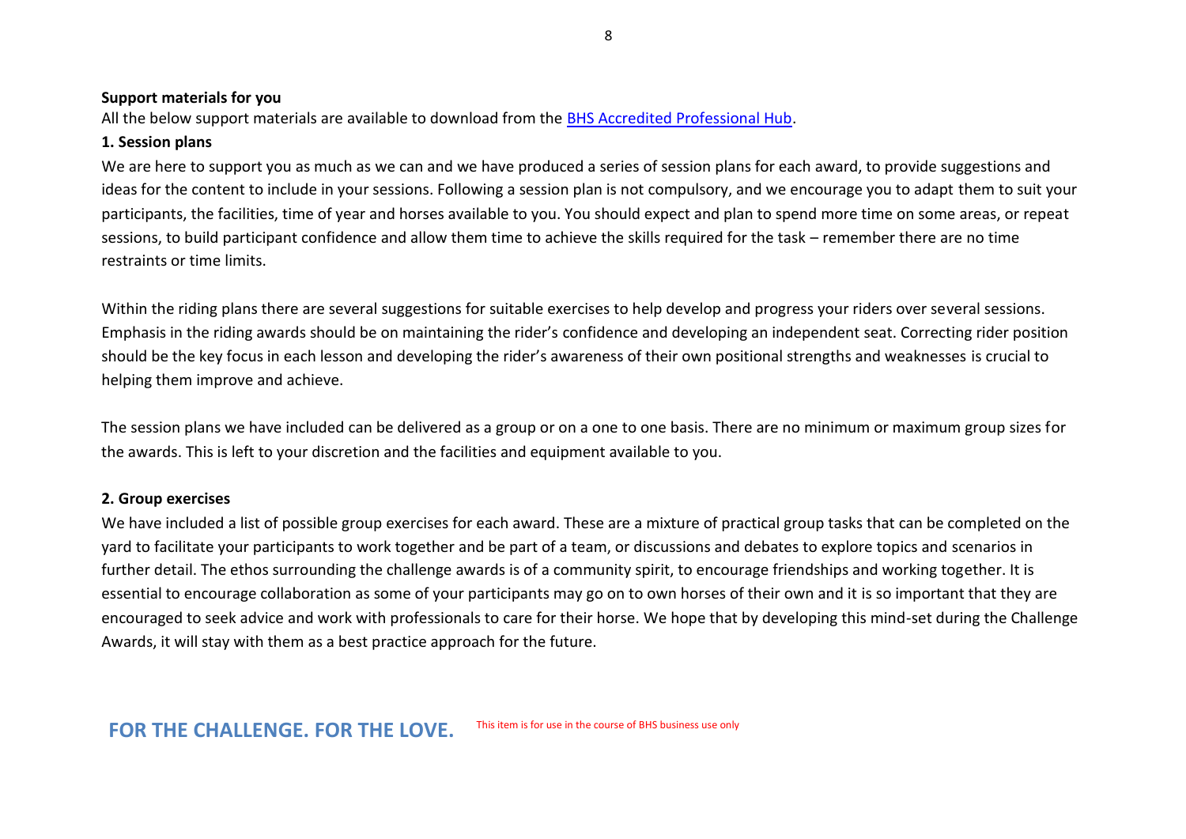**Support materials for you**

All the below support materials are available to download from the [BHS Accredited Professional Hub](#).

**1. Session plans**

We are here to support you as much as we can and we have produced a series of session plans for each award, to provide suggestions and ideas for the content to include in your sessions. Following a session plan is not compulsory, and we encourage you to adapt them to suit your participants, the facilities, time of year and horses available to you. You should expect and plan to spend more time on some areas, or repeat sessions, to build participant confidence and allow them time to achieve the skills required for the task – remember there are no time restraints or time limits.

Within the riding plans there are several suggestions for suitable exercises to help develop and progress your riders over several sessions. Emphasis in the riding awards should be on maintaining the rider's confidence and developing an independent seat. Correcting rider position should be the key focus in each lesson and developing the rider's awareness of their own positional strengths and weaknesses is crucial to helping them improve and achieve.

The session plans we have included can be delivered as a group or on a one to one basis. There are no minimum or maximum group sizes for the awards. This is left to your discretion and the facilities and equipment available to you.

**2. Group exercises**

We have included a list of possible group exercises for each award. These are a mixture of practical group tasks that can be completed on the yard to facilitate your participants to work together and be part of a team, or discussions and debates to explore topics and scenarios in further detail. The ethos surrounding the challenge awards is of a community spirit, to encourage friendships and working together. It is essential to encourage collaboration as some of your participants may go on to own horses of their own and it is so important that they are encouraged to seek advice and work with professionals to care for their horse. We hope that by developing this mind-set during the Challenge Awards, it will stay with them as a best practice approach for the future.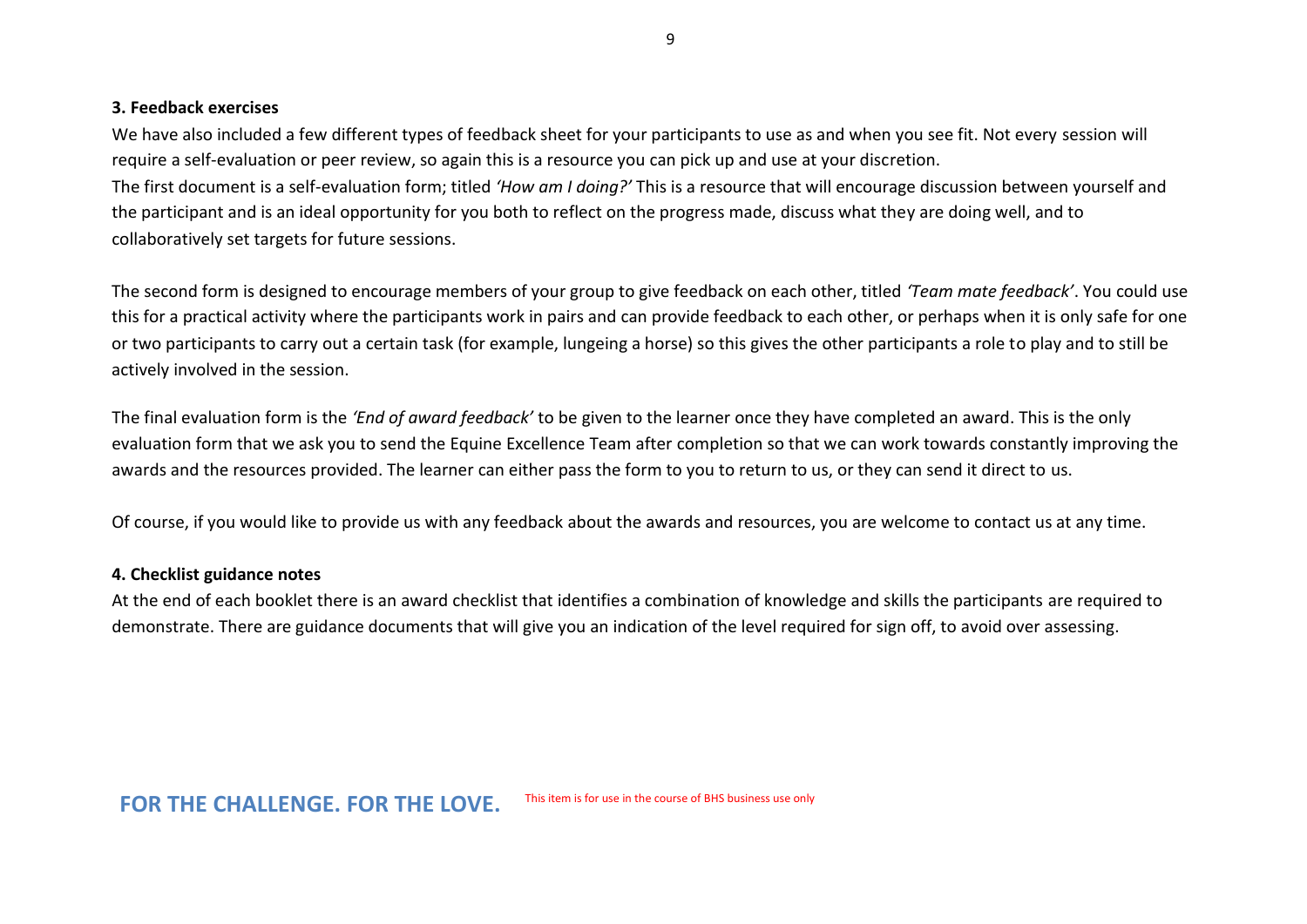**3. Feedback exercises**

We have also included a few different types of feedback sheet for your participants to use as and when you see fit. Not every session will require a self-evaluation or peer review, so again this is a resource you can pick up and use at your discretion.
The first document is a self-evaluation form; titled *'How am I doing?'* This is a resource that will encourage discussion between yourself and the participant and is an ideal opportunity for you both to reflect on the progress made, discuss what they are doing well, and to collaboratively set targets for future sessions.

The second form is designed to encourage members of your group to give feedback on each other, titled *'Team mate feedback'*. You could use this for a practical activity where the participants work in pairs and can provide feedback to each other, or perhaps when it is only safe for one or two participants to carry out a certain task (for example, lungeing a horse) so this gives the other participants a role to play and to still be actively involved in the session.

The final evaluation form is the *'End of award feedback'* to be given to the learner once they have completed an award. This is the only evaluation form that we ask you to send the Equine Excellence Team after completion so that we can work towards constantly improving the awards and the resources provided. The learner can either pass the form to you to return to us, or they can send it direct to us.

Of course, if you would like to provide us with any feedback about the awards and resources, you are welcome to contact us at any time.

**4. Checklist guidance notes**

At the end of each booklet there is an award checklist that identifies a combination of knowledge and skills the participants are required to demonstrate. There are guidance documents that will give you an indication of the level required for sign off, to avoid over assessing.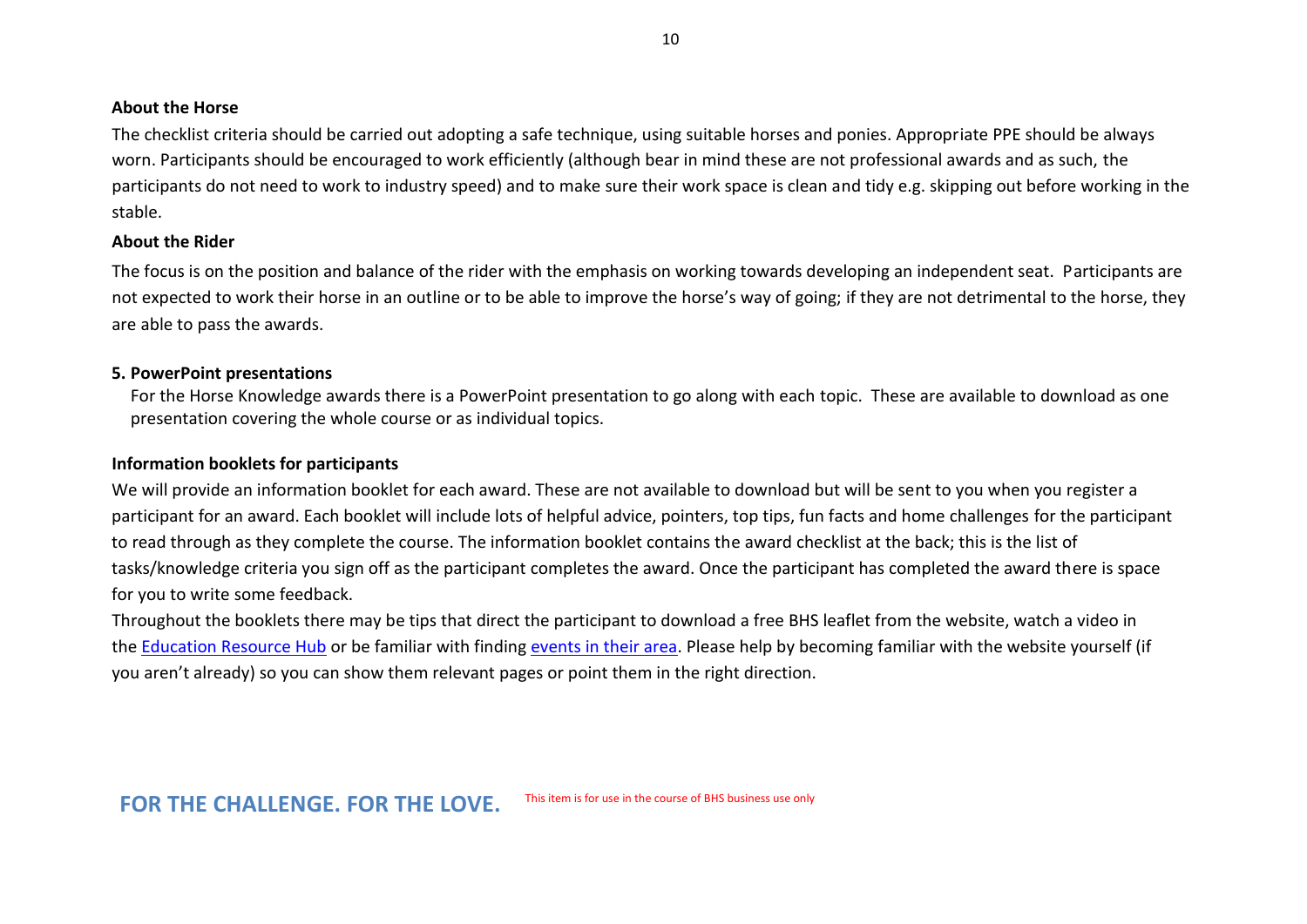**About the Horse**

The checklist criteria should be carried out adopting a safe technique, using suitable horses and ponies. Appropriate PPE should be always worn. Participants should be encouraged to work efficiently (although bear in mind these are not professional awards and as such, the participants do not need to work to industry speed) and to make sure their work space is clean and tidy e.g. skipping out before working in the stable.

**About the Rider**

The focus is on the position and balance of the rider with the emphasis on working towards developing an independent seat. Participants are not expected to work their horse in an outline or to be able to improve the horse's way of going; if they are not detrimental to the horse, they are able to pass the awards.

**5. PowerPoint presentations**

For the Horse Knowledge awards there is a PowerPoint presentation to go along with each topic. These are available to download as one presentation covering the whole course or as individual topics.

**Information booklets for participants**

We will provide an information booklet for each award. These are not available to download but will be sent to you when you register a participant for an award. Each booklet will include lots of helpful advice, pointers, top tips, fun facts and home challenges for the participant to read through as they complete the course. The information booklet contains the award checklist at the back; this is the list of tasks/knowledge criteria you sign off as the participant completes the award. Once the participant has completed the award there is space for you to write some feedback.

Throughout the booklets there may be tips that direct the participant to download a free BHS leaflet from the website, watch a video in the Education Resource Hub or be familiar with finding events in their area. Please help by becoming familiar with the website yourself (if you aren't already) so you can show them relevant pages or point them in the right direction.

**FOR THE CHALLENGE. FOR THE LOVE.** This item is for use in the course of BHS business use only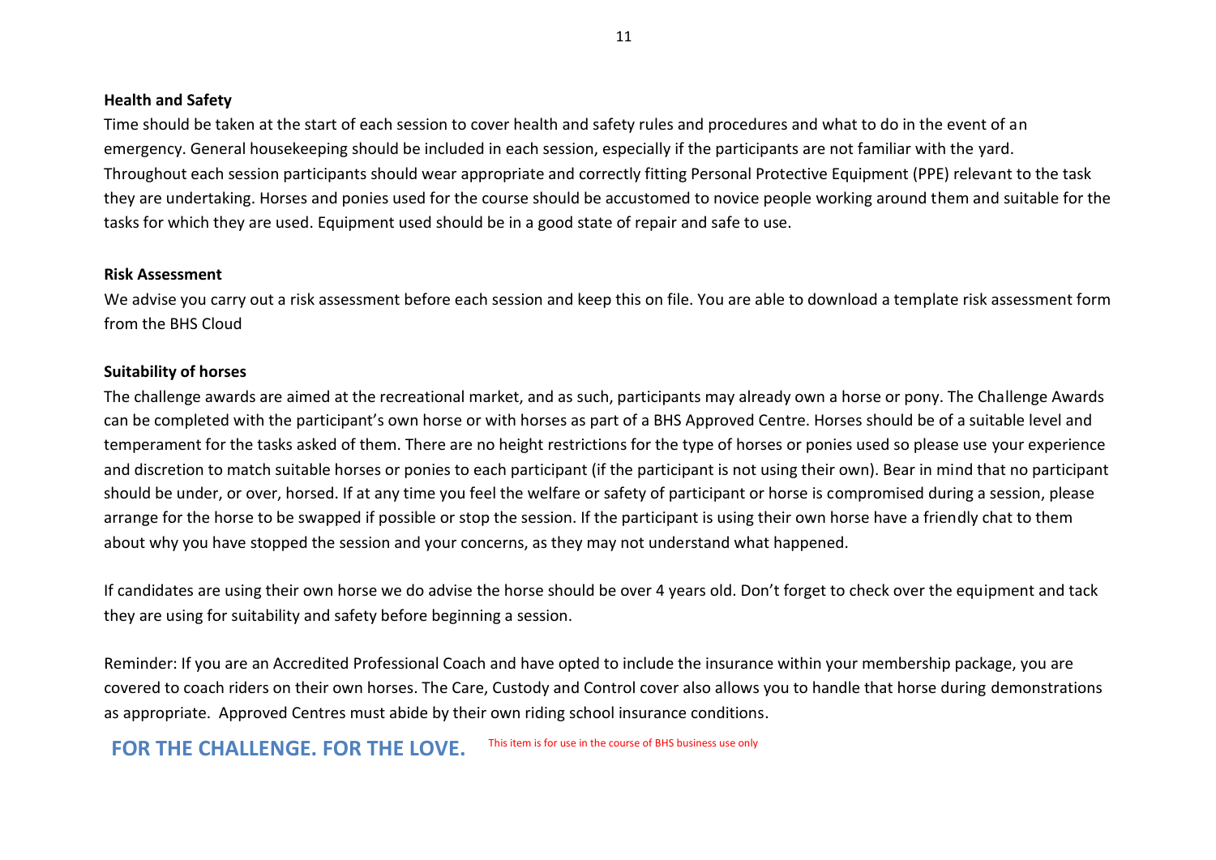**Health and Safety**

Time should be taken at the start of each session to cover health and safety rules and procedures and what to do in the event of an emergency. General housekeeping should be included in each session, especially if the participants are not familiar with the yard. Throughout each session participants should wear appropriate and correctly fitting Personal Protective Equipment (PPE) relevant to the task they are undertaking. Horses and ponies used for the course should be accustomed to novice people working around them and suitable for the tasks for which they are used. Equipment used should be in a good state of repair and safe to use.

**Risk Assessment**

We advise you carry out a risk assessment before each session and keep this on file. You are able to download a template risk assessment form from the BHS Cloud

**Suitability of horses**

The challenge awards are aimed at the recreational market, and as such, participants may already own a horse or pony. The Challenge Awards can be completed with the participant's own horse or with horses as part of a BHS Approved Centre. Horses should be of a suitable level and temperament for the tasks asked of them. There are no height restrictions for the type of horses or ponies used so please use your experience and discretion to match suitable horses or ponies to each participant (if the participant is not using their own). Bear in mind that no participant should be under, or over, horsed. If at any time you feel the welfare or safety of participant or horse is compromised during a session, please arrange for the horse to be swapped if possible or stop the session. If the participant is using their own horse have a friendly chat to them about why you have stopped the session and your concerns, as they may not understand what happened.

If candidates are using their own horse we do advise the horse should be over 4 years old. Don't forget to check over the equipment and tack they are using for suitability and safety before beginning a session.

Reminder: If you are an Accredited Professional Coach and have opted to include the insurance within your membership package, you are covered to coach riders on their own horses. The Care, Custody and Control cover also allows you to handle that horse during demonstrations as appropriate. Approved Centres must abide by their own riding school insurance conditions.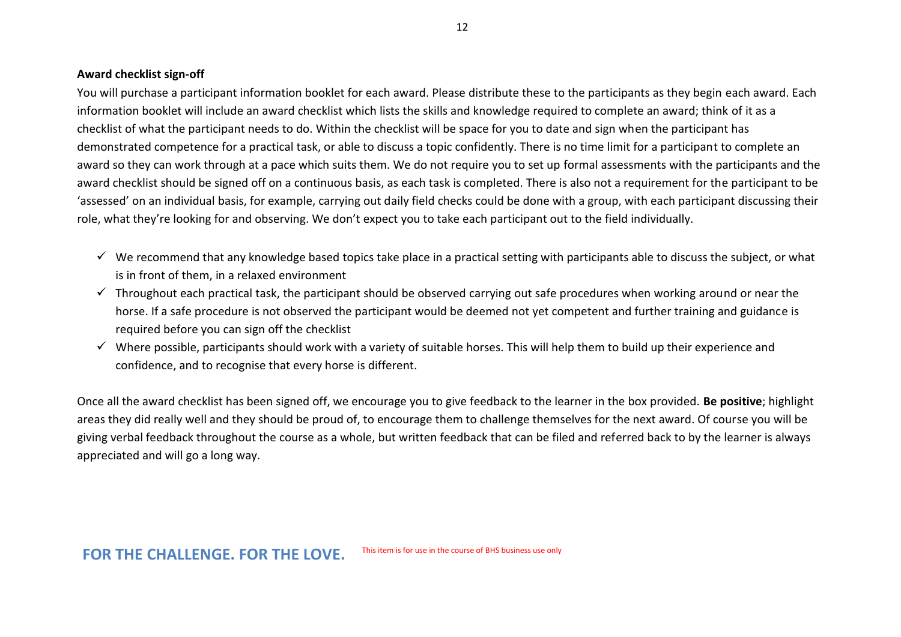**Award checklist sign-off**

You will purchase a participant information booklet for each award. Please distribute these to the participants as they begin each award. Each information booklet will include an award checklist which lists the skills and knowledge required to complete an award; think of it as a checklist of what the participant needs to do. Within the checklist will be space for you to date and sign when the participant has demonstrated competence for a practical task, or able to discuss a topic confidently. There is no time limit for a participant to complete an award so they can work through at a pace which suits them. We do not require you to set up formal assessments with the participants and the award checklist should be signed off on a continuous basis, as each task is completed. There is also not a requirement for the participant to be 'assessed' on an individual basis, for example, carrying out daily field checks could be done with a group, with each participant discussing their role, what they're looking for and observing. We don't expect you to take each participant out to the field individually.

- ✓ We recommend that any knowledge based topics take place in a practical setting with participants able to discuss the subject, or what is in front of them, in a relaxed environment
- ✓ Throughout each practical task, the participant should be observed carrying out safe procedures when working around or near the horse. If a safe procedure is not observed the participant would be deemed not yet competent and further training and guidance is required before you can sign off the checklist
- ✓ Where possible, participants should work with a variety of suitable horses. This will help them to build up their experience and confidence, and to recognise that every horse is different.

Once all the award checklist has been signed off, we encourage you to give feedback to the learner in the box provided. **Be positive**; highlight areas they did really well and they should be proud of, to encourage them to challenge themselves for the next award. Of course you will be giving verbal feedback throughout the course as a whole, but written feedback that can be filed and referred back to by the learner is always appreciated and will go a long way.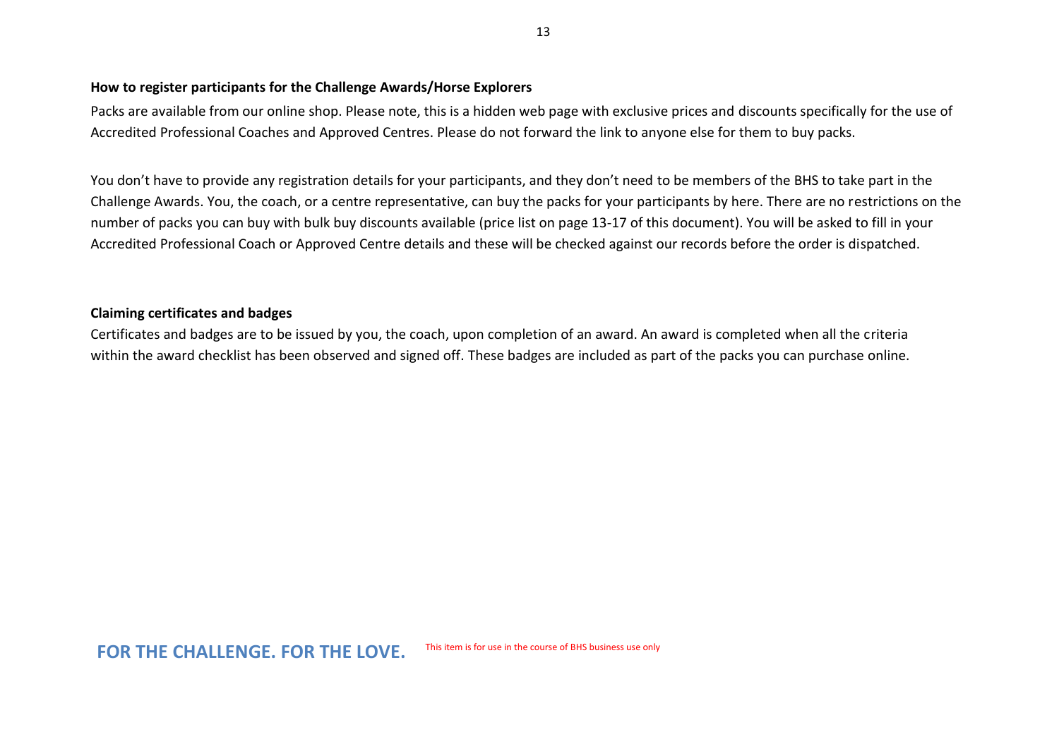**How to register participants for the Challenge Awards/Horse Explorers**

Packs are available from our online shop. Please note, this is a hidden web page with exclusive prices and discounts specifically for the use of Accredited Professional Coaches and Approved Centres. Please do not forward the link to anyone else for them to buy packs.

You don't have to provide any registration details for your participants, and they don't need to be members of the BHS to take part in the Challenge Awards. You, the coach, or a centre representative, can buy the packs for your participants by here. There are no restrictions on the number of packs you can buy with bulk buy discounts available (price list on page 13-17 of this document). You will be asked to fill in your Accredited Professional Coach or Approved Centre details and these will be checked against our records before the order is dispatched.

**Claiming certificates and badges**

Certificates and badges are to be issued by you, the coach, upon completion of an award. An award is completed when all the criteria within the award checklist has been observed and signed off. These badges are included as part of the packs you can purchase online.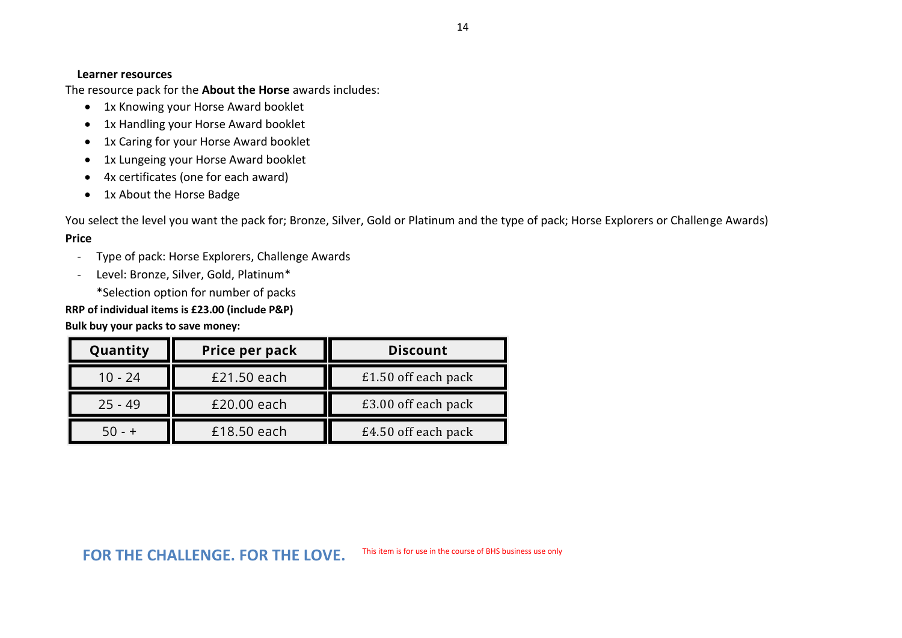**Learner resources**

The resource pack for the **About the Horse** awards includes:

- 1x Knowing your Horse Award booklet
- 1x Handling your Horse Award booklet
- 1x Caring for your Horse Award booklet
- 1x Lungeing your Horse Award booklet
- 4x certificates (one for each award)
- 1x About the Horse Badge

You select the level you want the pack for; Bronze, Silver, Gold or Platinum and the type of pack; Horse Explorers or Challenge Awards)

**Price**

- Type of pack: Horse Explorers, Challenge Awards
- Level: Bronze, Silver, Gold, Platinum*
  *Selection option for number of packs

**RRP of individual items is £23.00 (include P&P)**

**Bulk buy your packs to save money:**

| Quantity | Price per pack | Discount |
| --- | --- | --- |
| 10 - 24 | £21.50 each | £1.50 off each pack |
| 25 - 49 | £20.00 each | £3.00 off each pack |
| 50 - + | £18.50 each | £4.50 off each pack |

FOR THE CHALLENGE. FOR THE LOVE.

This item is for use in the course of BHS business use only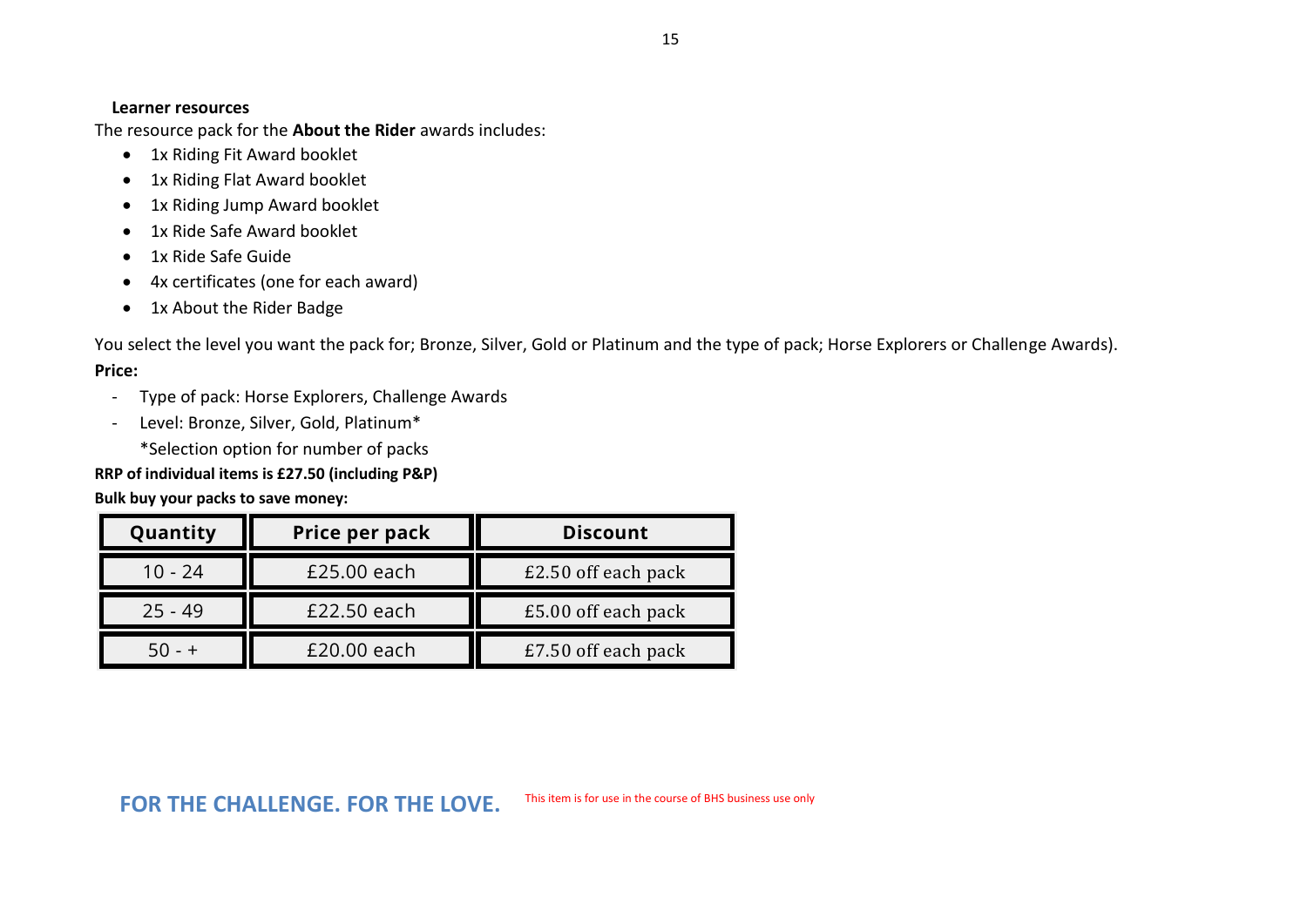### Learner resources

The resource pack for the **About the Rider** awards includes:

- 1x Riding Fit Award booklet
- 1x Riding Flat Award booklet
- 1x Riding Jump Award booklet
- 1x Ride Safe Award booklet
- 1x Ride Safe Guide
- 4x certificates (one for each award)
- 1x About the Rider Badge

You select the level you want the pack for; Bronze, Silver, Gold or Platinum and the type of pack; Horse Explorers or Challenge Awards).

**Price:**

- Type of pack: Horse Explorers, Challenge Awards
- Level: Bronze, Silver, Gold, Platinum*
  *Selection option for number of packs

**RRP of individual items is £27.50 (including P&P)**

**Bulk buy your packs to save money:**

| Quantity | Price per pack | Discount |
|---|---|---|
| 10 - 24 | £25.00 each | £2.50 off each pack |
| 25 - 49 | £22.50 each | £5.00 off each pack |
| 50 - + | £20.00 each | £7.50 off each pack |

FOR THE CHALLENGE. FOR THE LOVE. This item is for use in the course of BHS business use only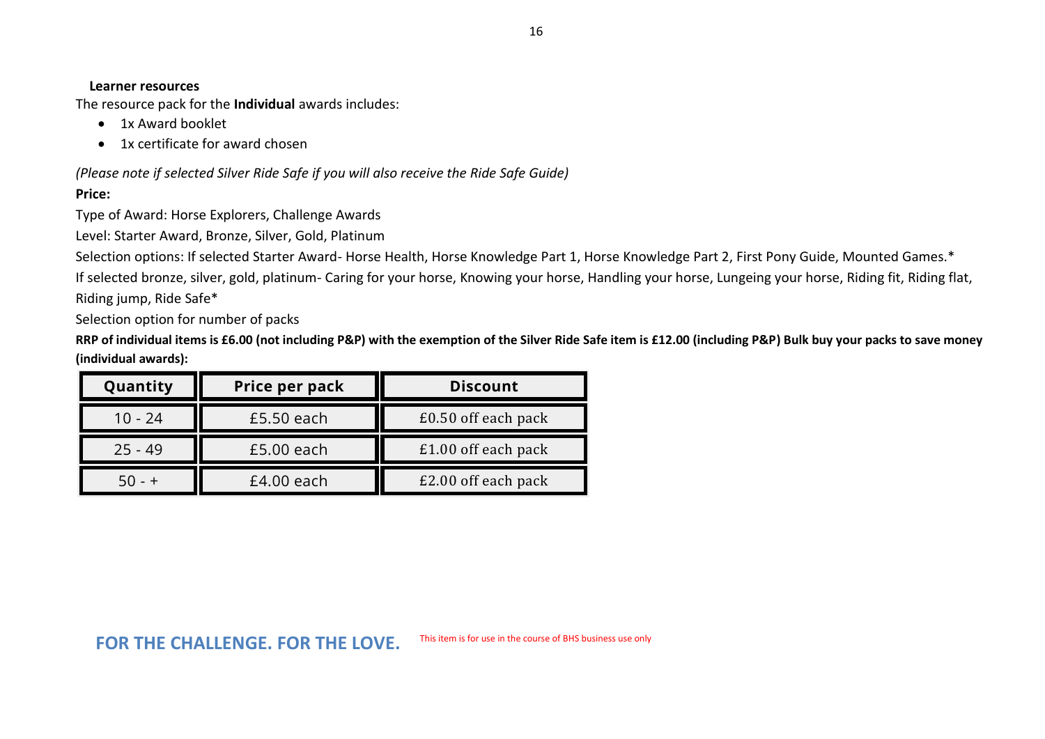**Learner resources**

The resource pack for the **Individual** awards includes:

- 1x Award booklet
- 1x certificate for award chosen

*(Please note if selected Silver Ride Safe if you will also receive the Ride Safe Guide)*

**Price:**

Type of Award: Horse Explorers, Challenge Awards

Level: Starter Award, Bronze, Silver, Gold, Platinum

Selection options: If selected Starter Award- Horse Health, Horse Knowledge Part 1, Horse Knowledge Part 2, First Pony Guide, Mounted Games.*

If selected bronze, silver, gold, platinum- Caring for your horse, Knowing your horse, Handling your horse, Lungeing your horse, Riding fit, Riding flat, Riding jump, Ride Safe*

Selection option for number of packs

**RRP of individual items is £6.00 (not including P&P) with the exemption of the Silver Ride Safe item is £12.00 (including P&P) Bulk buy your packs to save money (individual awards):**

| Quantity | Price per pack | Discount |
|---|---|---|
| 10 - 24 | £5.50 each | £0.50 off each pack |
| 25 - 49 | £5.00 each | £1.00 off each pack |
| 50 - + | £4.00 each | £2.00 off each pack |

FOR THE CHALLENGE. FOR THE LOVE.

This item is for use in the course of BHS business use only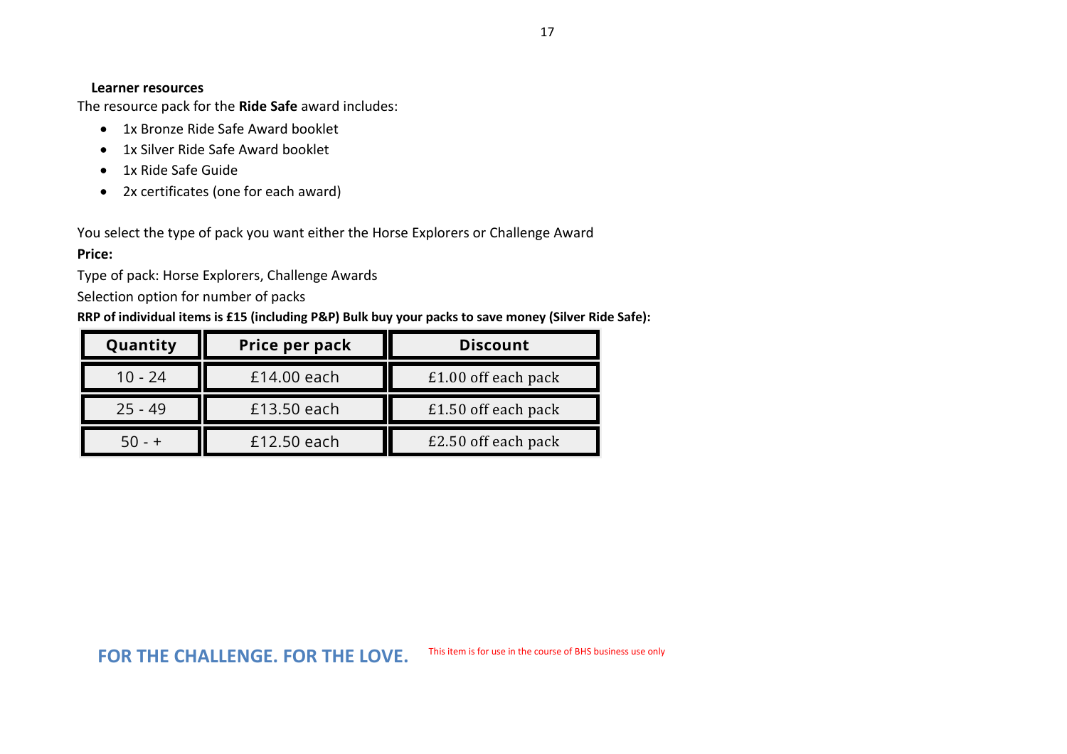**Learner resources**

The resource pack for the **Ride Safe** award includes:

- 1x Bronze Ride Safe Award booklet
- 1x Silver Ride Safe Award booklet
- 1x Ride Safe Guide
- 2x certificates (one for each award)

You select the type of pack you want either the Horse Explorers or Challenge Award

**Price:**

Type of pack: Horse Explorers, Challenge Awards

Selection option for number of packs

**RRP of individual items is £15 (including P&P) Bulk buy your packs to save money (Silver Ride Safe):**

| Quantity | Price per pack | Discount |
|---|---|---|
| 10 - 24 | £14.00 each | £1.00 off each pack |
| 25 - 49 | £13.50 each | £1.50 off each pack |
| 50 - + | £12.50 each | £2.50 off each pack |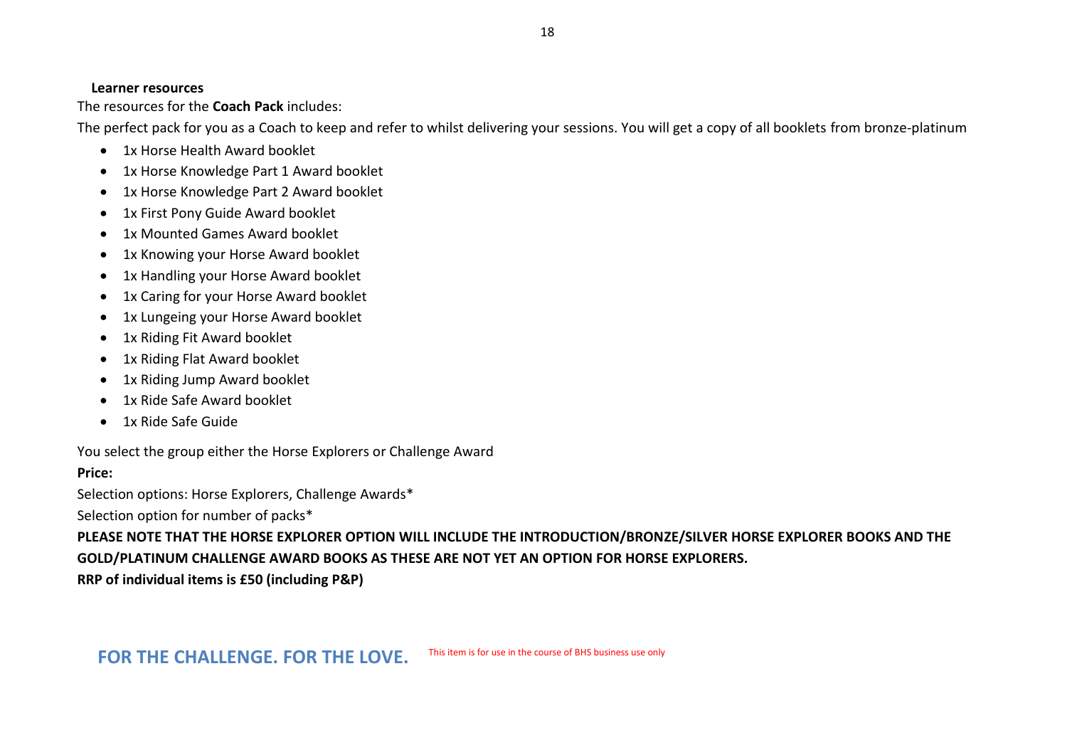**Learner resources**

The resources for the **Coach Pack** includes:

The perfect pack for you as a Coach to keep and refer to whilst delivering your sessions. You will get a copy of all booklets from bronze-platinum

- 1x Horse Health Award booklet
- 1x Horse Knowledge Part 1 Award booklet
- 1x Horse Knowledge Part 2 Award booklet
- 1x First Pony Guide Award booklet
- 1x Mounted Games Award booklet
- 1x Knowing your Horse Award booklet
- 1x Handling your Horse Award booklet
- 1x Caring for your Horse Award booklet
- 1x Lungeing your Horse Award booklet
- 1x Riding Fit Award booklet
- 1x Riding Flat Award booklet
- 1x Riding Jump Award booklet
- 1x Ride Safe Award booklet
- 1x Ride Safe Guide

You select the group either the Horse Explorers or Challenge Award

**Price:**

Selection options: Horse Explorers, Challenge Awards*

Selection option for number of packs*

**PLEASE NOTE THAT THE HORSE EXPLORER OPTION WILL INCLUDE THE INTRODUCTION/BRONZE/SILVER HORSE EXPLORER BOOKS AND THE GOLD/PLATINUM CHALLENGE AWARD BOOKS AS THESE ARE NOT YET AN OPTION FOR HORSE EXPLORERS.**

**RRP of individual items is £50 (including P&P)**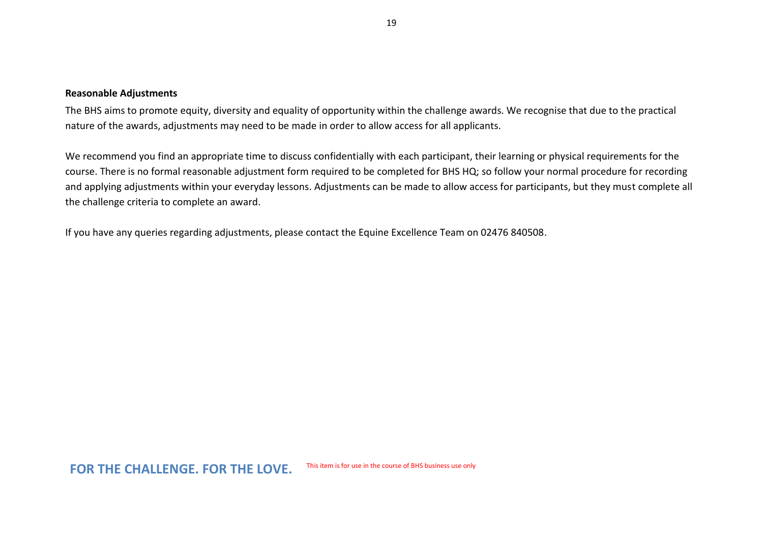**Reasonable Adjustments**

The BHS aims to promote equity, diversity and equality of opportunity within the challenge awards. We recognise that due to the practical nature of the awards, adjustments may need to be made in order to allow access for all applicants.

We recommend you find an appropriate time to discuss confidentially with each participant, their learning or physical requirements for the course. There is no formal reasonable adjustment form required to be completed for BHS HQ; so follow your normal procedure for recording and applying adjustments within your everyday lessons. Adjustments can be made to allow access for participants, but they must complete all the challenge criteria to complete an award.

If you have any queries regarding adjustments, please contact the Equine Excellence Team on 02476 840508.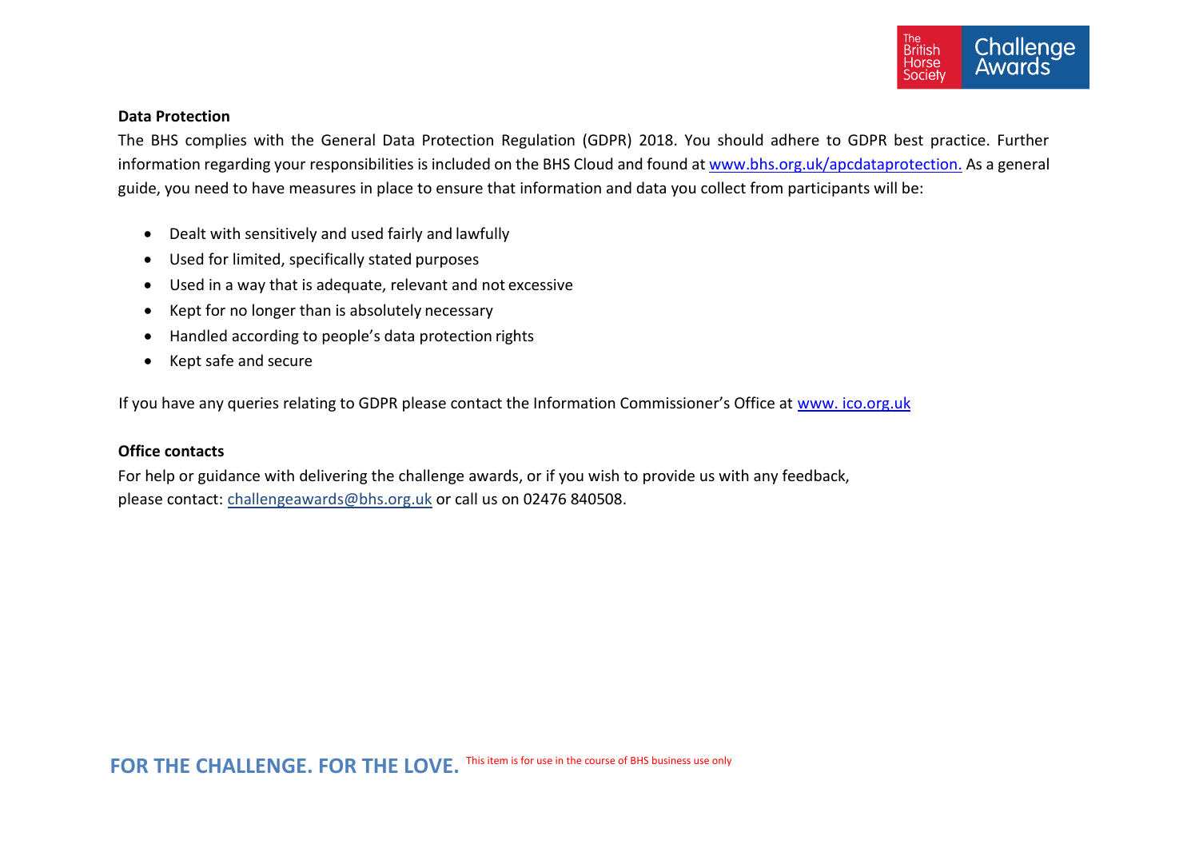**Data Protection**

The BHS complies with the General Data Protection Regulation (GDPR) 2018. You should adhere to GDPR best practice. Further information regarding your responsibilities is included on the BHS Cloud and found at www.bhs.org.uk/apcdataprotection. As a general guide, you need to have measures in place to ensure that information and data you collect from participants will be:

- Dealt with sensitively and used fairly and lawfully
- Used for limited, specifically stated purposes
- Used in a way that is adequate, relevant and not excessive
- Kept for no longer than is absolutely necessary
- Handled according to people's data protection rights
- Kept safe and secure

If you have any queries relating to GDPR please contact the Information Commissioner's Office at www. ico.org.uk

**Office contacts**

For help or guidance with delivering the challenge awards, or if you wish to provide us with any feedback, please contact: challengeawards@bhs.org.uk or call us on 02476 840508.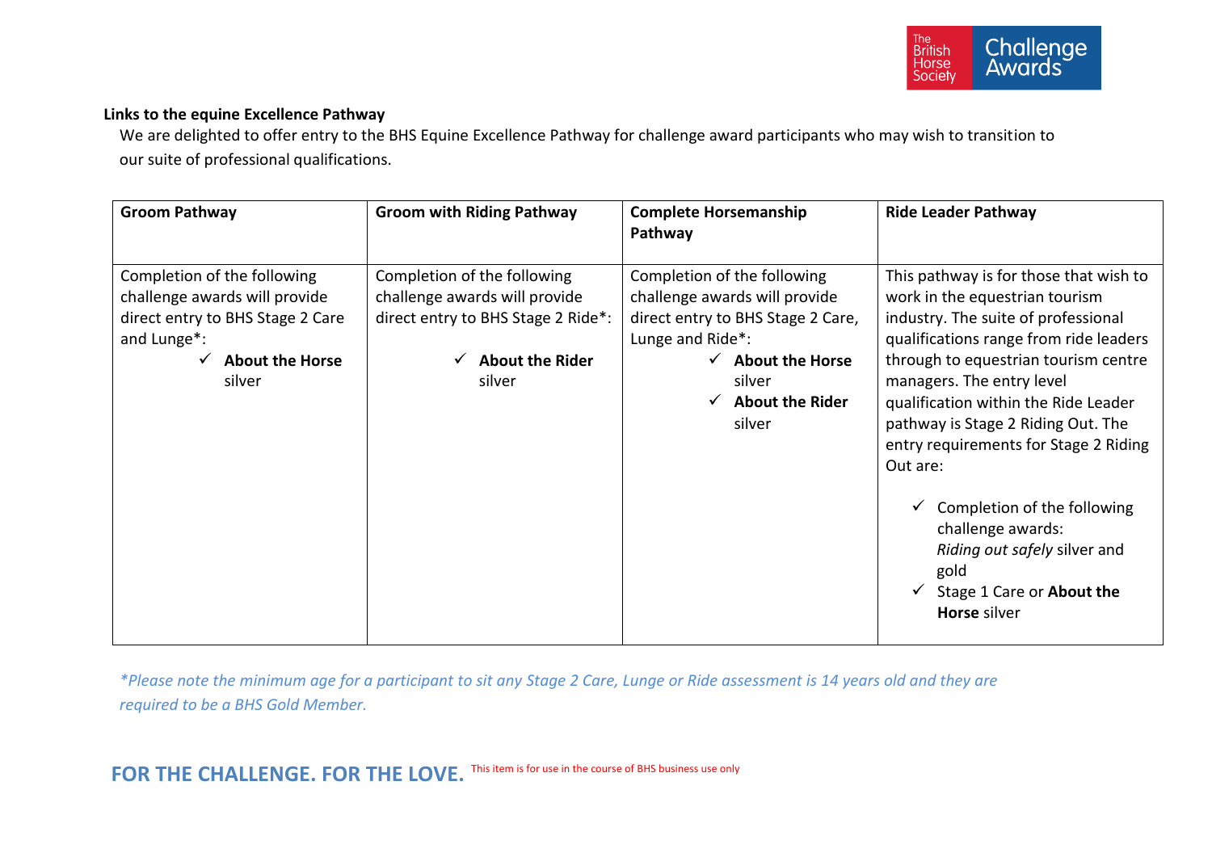### Links to the equine Excellence Pathway

We are delighted to offer entry to the BHS Equine Excellence Pathway for challenge award participants who may wish to transition to our suite of professional qualifications.

| Groom Pathway | Groom with Riding Pathway | Complete Horsemanship Pathway | Ride Leader Pathway |
|---|---|---|---|
| Completion of the following challenge awards will provide direct entry to BHS Stage 2 Care and Lunge*:<br>✓ **About the Horse** silver | Completion of the following challenge awards will provide direct entry to BHS Stage 2 Ride*:<br>✓ **About the Rider** silver | Completion of the following challenge awards will provide direct entry to BHS Stage 2 Care, Lunge and Ride*:<br>✓ **About the Horse** silver<br>✓ **About the Rider** silver | This pathway is for those that wish to work in the equestrian tourism industry. The suite of professional qualifications range from ride leaders through to equestrian tourism centre managers. The entry level qualification within the Ride Leader pathway is Stage 2 Riding Out. The entry requirements for Stage 2 Riding Out are:<br>✓ Completion of the following challenge awards: *Riding out safely* silver and gold<br>✓ Stage 1 Care or **About the Horse** silver |

*\*Please note the minimum age for a participant to sit any Stage 2 Care, Lunge or Ride assessment is 14 years old and they are required to be a BHS Gold Member.*

**FOR THE CHALLENGE. FOR THE LOVE.** This item is for use in the course of BHS business use only